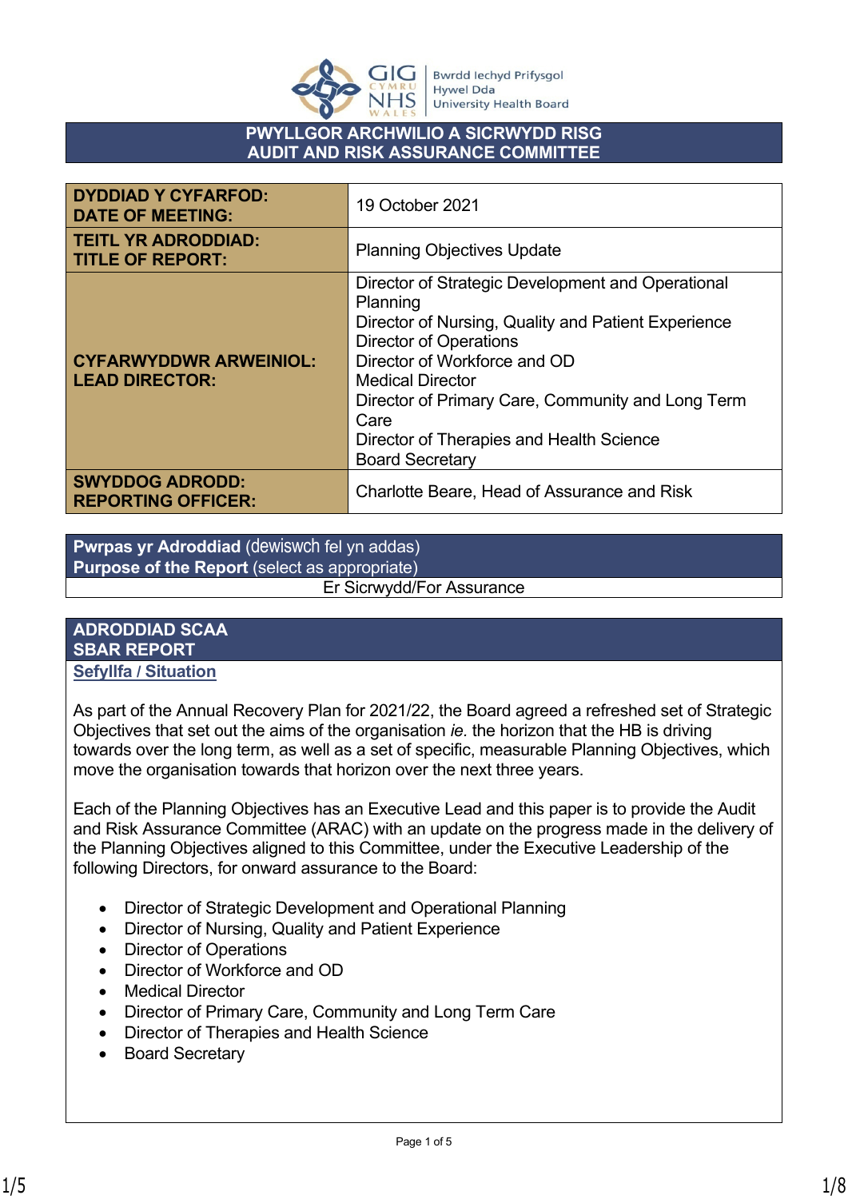# PWYLLGOR ARCHWILIO A SICRWYDD RISG
# AUDIT AND RISK ASSURANCE COMMITTEE

| | |
|---|---|
| **DYDDIAD Y CYFARFOD: DATE OF MEETING:** | 19 October 2021 |
| **TEITL YR ADRODDIAD: TITLE OF REPORT:** | Planning Objectives Update |
| **CYFARWYDDWR ARWEINIOL: LEAD DIRECTOR:** | Director of Strategic Development and Operational Planning<br>Director of Nursing, Quality and Patient Experience<br>Director of Operations<br>Director of Workforce and OD<br>Medical Director<br>Director of Primary Care, Community and Long Term Care<br>Director of Therapies and Health Science<br>Board Secretary |
| **SWYDDOG ADRODD: REPORTING OFFICER:** | Charlotte Beare, Head of Assurance and Risk |

| **Pwrpas yr Adroddiad** (dewiswch fel yn addas)<br>**Purpose of the Report** (select as appropriate) |
|---|
| Er Sicrwydd/For Assurance |

## ADRODDIAD SCAA
## SBAR REPORT

### Sefyllfa / Situation

As part of the Annual Recovery Plan for 2021/22, the Board agreed a refreshed set of Strategic Objectives that set out the aims of the organisation *ie.* the horizon that the HB is driving towards over the long term, as well as a set of specific, measurable Planning Objectives, which move the organisation towards that horizon over the next three years.

Each of the Planning Objectives has an Executive Lead and this paper is to provide the Audit and Risk Assurance Committee (ARAC) with an update on the progress made in the delivery of the Planning Objectives aligned to this Committee, under the Executive Leadership of the following Directors, for onward assurance to the Board:

- Director of Strategic Development and Operational Planning
- Director of Nursing, Quality and Patient Experience
- Director of Operations
- Director of Workforce and OD
- Medical Director
- Director of Primary Care, Community and Long Term Care
- Director of Therapies and Health Science
- Board Secretary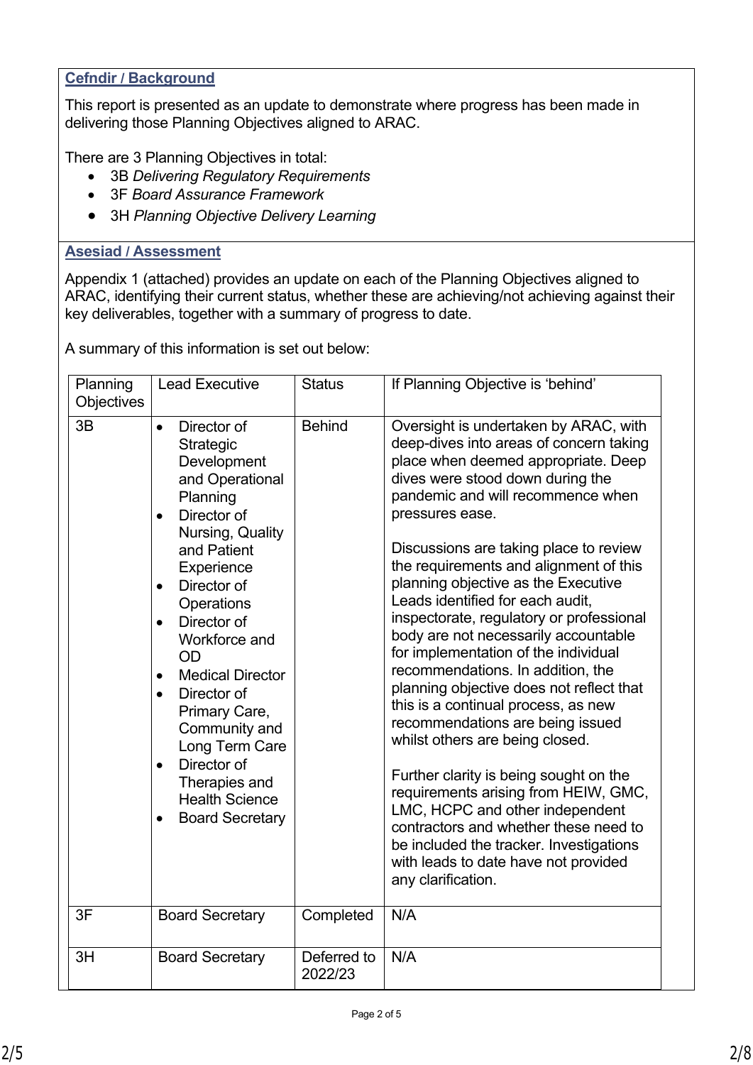**Cefndir / Background**

This report is presented as an update to demonstrate where progress has been made in delivering those Planning Objectives aligned to ARAC.

There are 3 Planning Objectives in total:

- 3B *Delivering Regulatory Requirements*
- 3F *Board Assurance Framework*
- 3H *Planning Objective Delivery Learning*

**Asesiad / Assessment**

Appendix 1 (attached) provides an update on each of the Planning Objectives aligned to ARAC, identifying their current status, whether these are achieving/not achieving against their key deliverables, together with a summary of progress to date.

A summary of this information is set out below:

| Planning Objectives | Lead Executive | Status | If Planning Objective is 'behind' |
|---|---|---|---|
| 3B | • Director of Strategic Development and Operational Planning<br>• Director of Nursing, Quality and Patient Experience<br>• Director of Operations<br>• Director of Workforce and OD<br>• Medical Director<br>• Director of Primary Care, Community and Long Term Care<br>• Director of Therapies and Health Science<br>• Board Secretary | Behind | Oversight is undertaken by ARAC, with deep-dives into areas of concern taking place when deemed appropriate. Deep dives were stood down during the pandemic and will recommence when pressures ease.<br><br>Discussions are taking place to review the requirements and alignment of this planning objective as the Executive Leads identified for each audit, inspectorate, regulatory or professional body are not necessarily accountable for implementation of the individual recommendations. In addition, the planning objective does not reflect that this is a continual process, as new recommendations are being issued whilst others are being closed.<br><br>Further clarity is being sought on the requirements arising from HEIW, GMC, LMC, HCPC and other independent contractors and whether these need to be included the tracker. Investigations with leads to date have not provided any clarification. |
| 3F | Board Secretary | Completed | N/A |
| 3H | Board Secretary | Deferred to 2022/23 | N/A |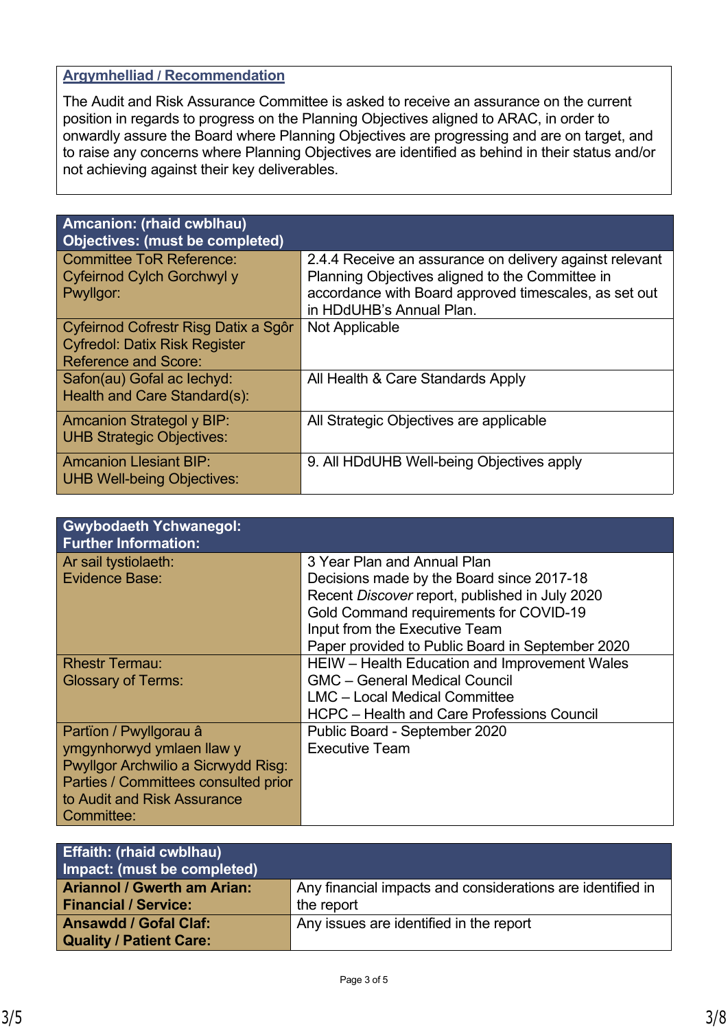## Argymhelliad / Recommendation

The Audit and Risk Assurance Committee is asked to receive an assurance on the current position in regards to progress on the Planning Objectives aligned to ARAC, in order to onwardly assure the Board where Planning Objectives are progressing and are on target, and to raise any concerns where Planning Objectives are identified as behind in their status and/or not achieving against their key deliverables.

| Amcanion: (rhaid cwblhau)<br>Objectives: (must be completed) | |
|---|---|
| Committee ToR Reference:<br>Cyfeirnod Cylch Gorchwyl y Pwyllgor: | 2.4.4 Receive an assurance on delivery against relevant Planning Objectives aligned to the Committee in accordance with Board approved timescales, as set out in HDdUHB's Annual Plan. |
| Cyfeirnod Cofrestr Risg Datix a Sgôr Cyfredol: Datix Risk Register Reference and Score: | Not Applicable |
| Safon(au) Gofal ac Iechyd:<br>Health and Care Standard(s): | All Health & Care Standards Apply |
| Amcanion Strategol y BIP:<br>UHB Strategic Objectives: | All Strategic Objectives are applicable |
| Amcanion Llesiant BIP:<br>UHB Well-being Objectives: | 9. All HDdUHB Well-being Objectives apply |

| Gwybodaeth Ychwanegol:<br>Further Information: | |
|---|---|
| Ar sail tystiolaeth:<br>Evidence Base: | 3 Year Plan and Annual Plan<br>Decisions made by the Board since 2017-18<br>Recent *Discover* report, published in July 2020<br>Gold Command requirements for COVID-19<br>Input from the Executive Team<br>Paper provided to Public Board in September 2020 |
| Rhestr Termau:<br>Glossary of Terms: | HEIW – Health Education and Improvement Wales<br>GMC – General Medical Council<br>LMC – Local Medical Committee<br>HCPC – Health and Care Professions Council |
| Partïon / Pwyllgorau â ymgynhorwyd ymlaen llaw y Pwyllgor Archwilio a Sicrwydd Risg:<br>Parties / Committees consulted prior to Audit and Risk Assurance Committee: | Public Board - September 2020<br>Executive Team |

| Effaith: (rhaid cwblhau)<br>Impact: (must be completed) | |
|---|---|
| **Ariannol / Gwerth am Arian:<br>Financial / Service:** | Any financial impacts and considerations are identified in the report |
| **Ansawdd / Gofal Claf:<br>Quality / Patient Care:** | Any issues are identified in the report |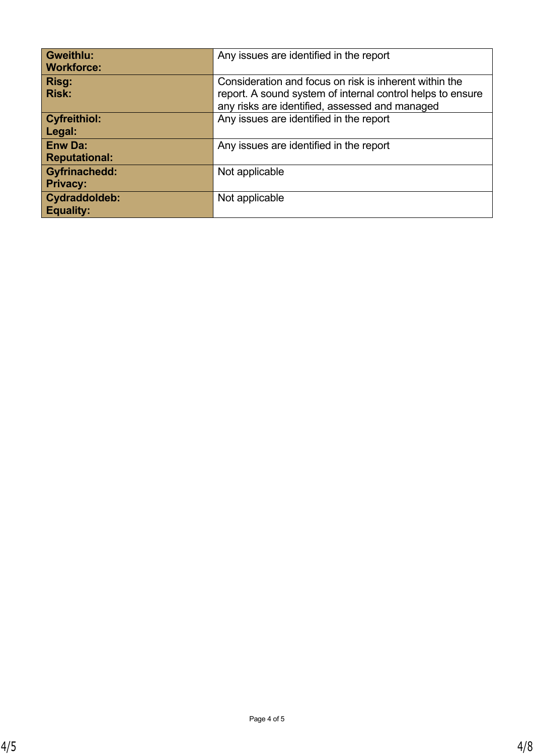| | |
|---|---|
| **Gweithlu: Workforce:** | Any issues are identified in the report |
| **Risg: Risk:** | Consideration and focus on risk is inherent within the report. A sound system of internal control helps to ensure any risks are identified, assessed and managed |
| **Cyfreithiol: Legal:** | Any issues are identified in the report |
| **Enw Da: Reputational:** | Any issues are identified in the report |
| **Gyfrinachedd: Privacy:** | Not applicable |
| **Cydraddoldeb: Equality:** | Not applicable |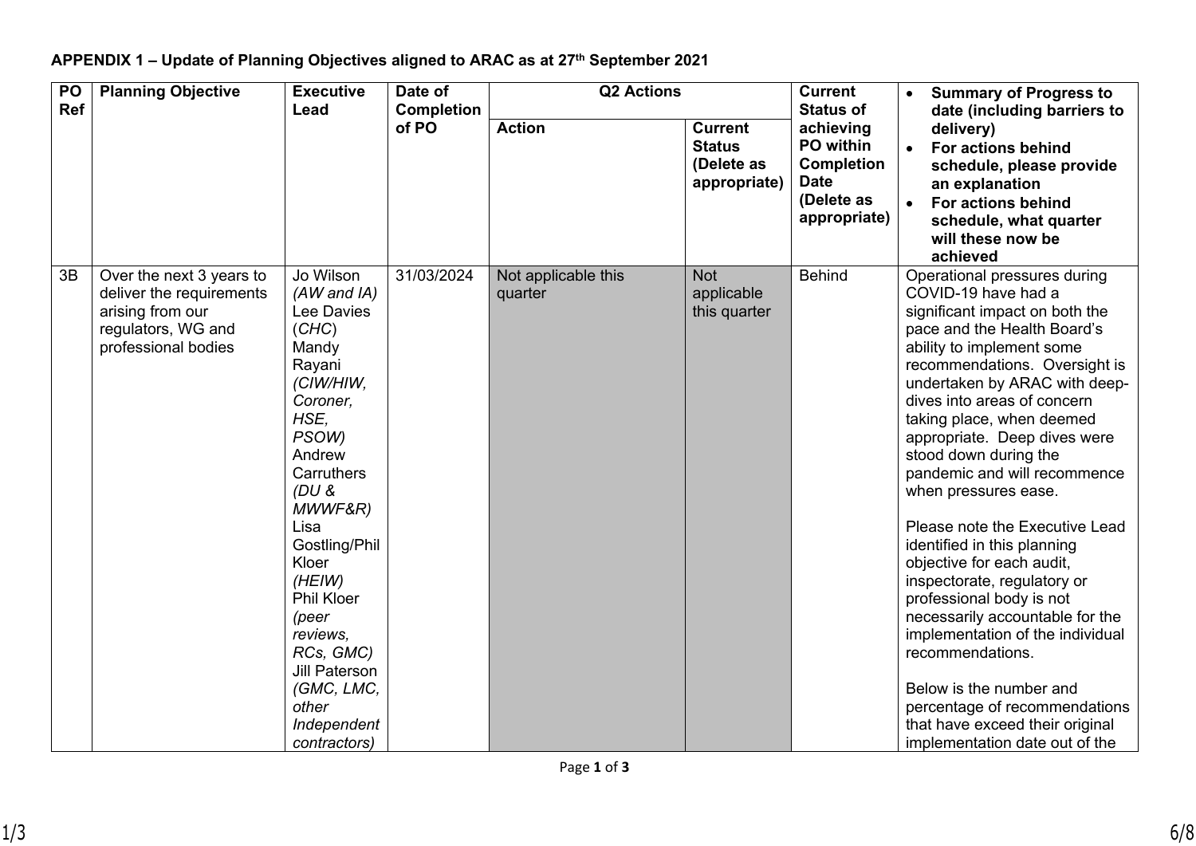**APPENDIX 1 – Update of Planning Objectives aligned to ARAC as at 27th September 2021**

| PO Ref | Planning Objective | Executive Lead | Date of Completion of PO | Q2 Actions | | Current Status of achieving PO within Completion Date (Delete as appropriate) | • Summary of Progress to date (including barriers to delivery) • For actions behind schedule, please provide an explanation • For actions behind schedule, what quarter will these now be achieved |
|---|---|---|---|---|---|---|---|
| | | | | **Action** | **Current Status (Delete as appropriate)** | | |
| 3B | Over the next 3 years to deliver the requirements arising from our regulators, WG and professional bodies | Jo Wilson *(AW and IA)* Lee Davies (*CHC*) Mandy Rayani *(CIW/HIW, Coroner, HSE, PSOW)* Andrew Carruthers *(DU & MWWF&R)* Lisa Gostling/Phil Kloer *(HEIW)* Phil Kloer *(peer reviews, RCs, GMC)* Jill Paterson *(GMC, LMC, other Independent contractors)* | 31/03/2024 | Not applicable this quarter | Not applicable this quarter | Behind | Operational pressures during COVID-19 have had a significant impact on both the pace and the Health Board's ability to implement some recommendations. Oversight is undertaken by ARAC with deep-dives into areas of concern taking place, when deemed appropriate. Deep dives were stood down during the pandemic and will recommence when pressures ease.<br><br>Please note the Executive Lead identified in this planning objective for each audit, inspectorate, regulatory or professional body is not necessarily accountable for the implementation of the individual recommendations.<br><br>Below is the number and percentage of recommendations that have exceed their original implementation date out of the |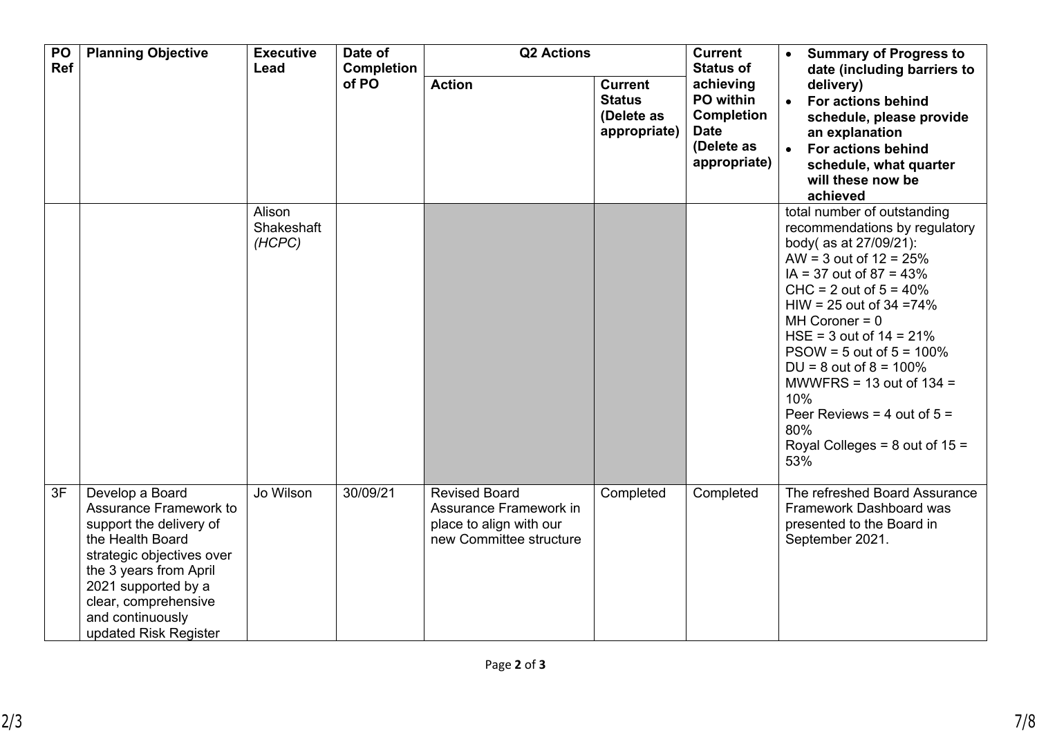| PO Ref | Planning Objective | Executive Lead | Date of Completion of PO | Q2 Actions | | Current Status of achieving PO within Completion Date (Delete as appropriate) | • Summary of Progress to date (including barriers to delivery) • For actions behind schedule, please provide an explanation • For actions behind schedule, what quarter will these now be achieved |
|---|---|---|---|---|---|---|---|
| | | | | **Action** | **Current Status (Delete as appropriate)** | | |
| | | Alison Shakeshaft *(HCPC)* | | | | | total number of outstanding recommendations by regulatory body( as at 27/09/21): AW = 3 out of 12 = 25% IA = 37 out of 87 = 43% CHC = 2 out of 5 = 40% HIW = 25 out of 34 =74% MH Coroner = 0 HSE = 3 out of 14 = 21% PSOW = 5 out of 5 = 100% DU = 8 out of 8 = 100% MWWFRS = 13 out of 134 = 10% Peer Reviews = 4 out of 5 = 80% Royal Colleges = 8 out of 15 = 53% |
| 3F | Develop a Board Assurance Framework to support the delivery of the Health Board strategic objectives over the 3 years from April 2021 supported by a clear, comprehensive and continuously updated Risk Register | Jo Wilson | 30/09/21 | Revised Board Assurance Framework in place to align with our new Committee structure | Completed | Completed | The refreshed Board Assurance Framework Dashboard was presented to the Board in September 2021. |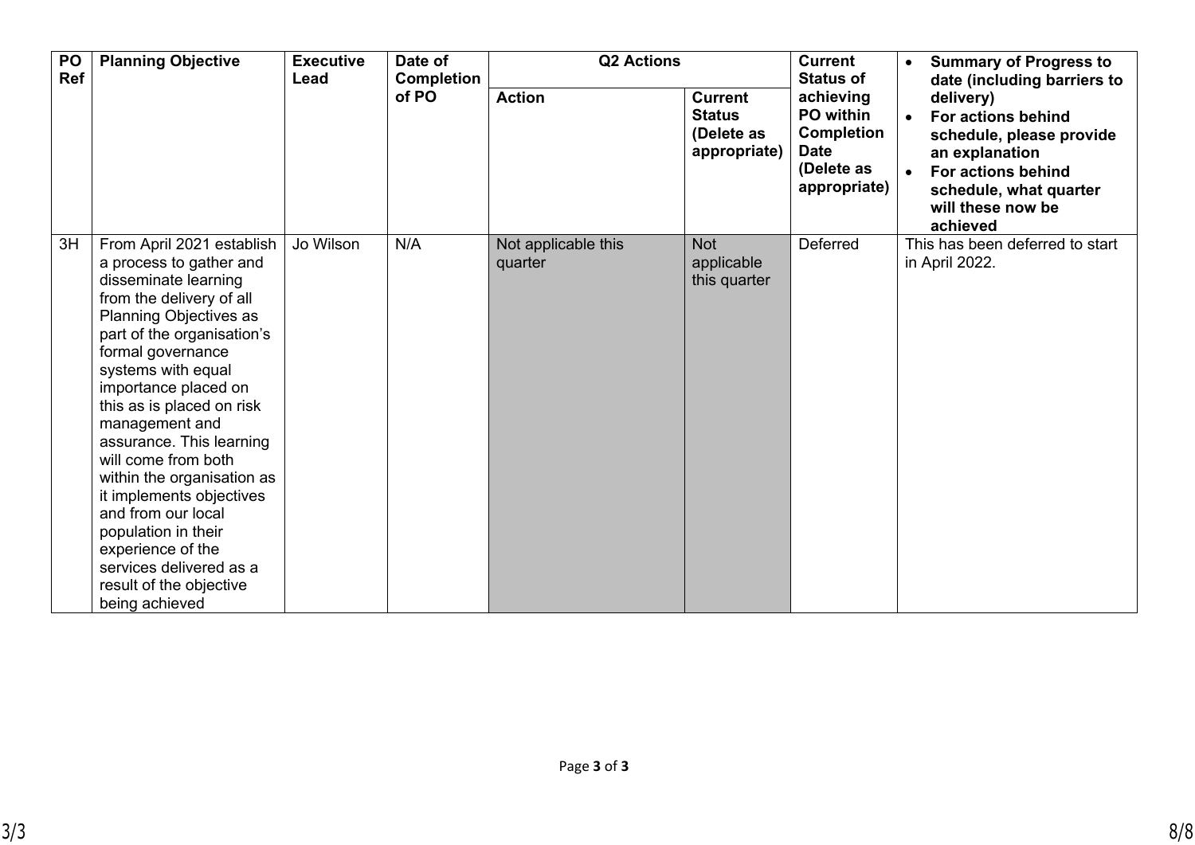| PO Ref | Planning Objective | Executive Lead | Date of Completion of PO | Q2 Actions | | Current Status of achieving PO within Completion Date (Delete as appropriate) | • Summary of Progress to date (including barriers to delivery) • For actions behind schedule, please provide an explanation • For actions behind schedule, what quarter will these now be achieved |
|---|---|---|---|---|---|---|---|
| | | | | Action | Current Status (Delete as appropriate) | | |
| 3H | From April 2021 establish a process to gather and disseminate learning from the delivery of all Planning Objectives as part of the organisation's formal governance systems with equal importance placed on this as is placed on risk management and assurance. This learning will come from both within the organisation as it implements objectives and from our local population in their experience of the services delivered as a result of the objective being achieved | Jo Wilson | N/A | Not applicable this quarter | Not applicable this quarter | Deferred | This has been deferred to start in April 2022. |